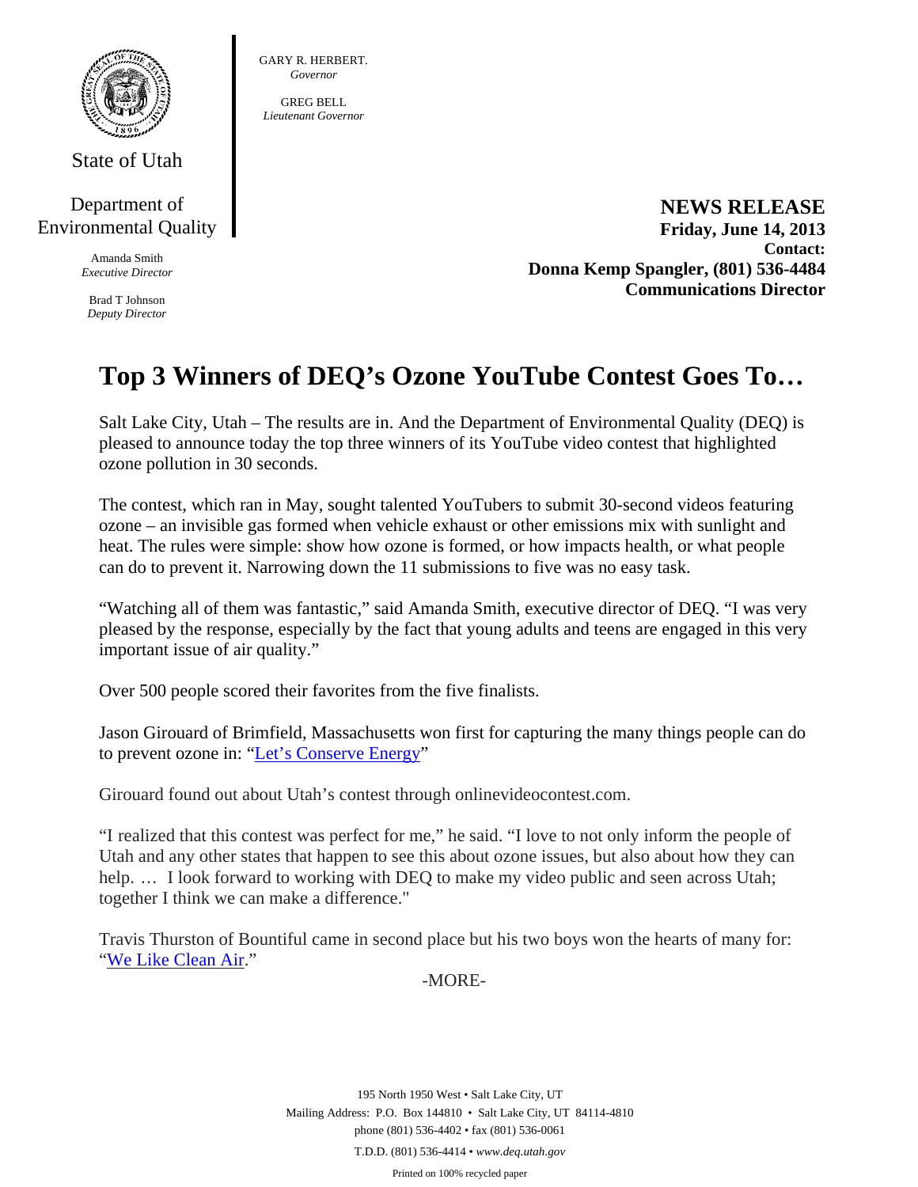State of Utah

Department of Environmental Quality

Amanda Smith
*Executive Director*

Brad T Johnson
*Deputy Director*

GARY R. HERBERT.
*Governor*

GREG BELL
*Lieutenant Governor*

**NEWS RELEASE**
**Friday, June 14, 2013**
**Contact:**
**Donna Kemp Spangler, (801) 536-4484**
**Communications Director**

# Top 3 Winners of DEQ's Ozone YouTube Contest Goes To…

Salt Lake City, Utah – The results are in. And the Department of Environmental Quality (DEQ) is pleased to announce today the top three winners of its YouTube video contest that highlighted ozone pollution in 30 seconds.

The contest, which ran in May, sought talented YouTubers to submit 30-second videos featuring ozone – an invisible gas formed when vehicle exhaust or other emissions mix with sunlight and heat. The rules were simple: show how ozone is formed, or how impacts health, or what people can do to prevent it. Narrowing down the 11 submissions to five was no easy task.

"Watching all of them was fantastic," said Amanda Smith, executive director of DEQ. "I was very pleased by the response, especially by the fact that young adults and teens are engaged in this very important issue of air quality."

Over 500 people scored their favorites from the five finalists.

Jason Girouard of Brimfield, Massachusetts won first for capturing the many things people can do to prevent ozone in: "Let's Conserve Energy"

Girouard found out about Utah's contest through onlinevideocontest.com.

"I realized that this contest was perfect for me," he said. "I love to not only inform the people of Utah and any other states that happen to see this about ozone issues, but also about how they can help. … I look forward to working with DEQ to make my video public and seen across Utah; together I think we can make a difference."

Travis Thurston of Bountiful came in second place but his two boys won the hearts of many for: "We Like Clean Air."

-MORE-

195 North 1950 West • Salt Lake City, UT
Mailing Address: P.O. Box 144810 • Salt Lake City, UT 84114-4810
phone (801) 536-4402 • fax (801) 536-0061
T.D.D. (801) 536-4414 • *www.deq.utah.gov*
Printed on 100% recycled paper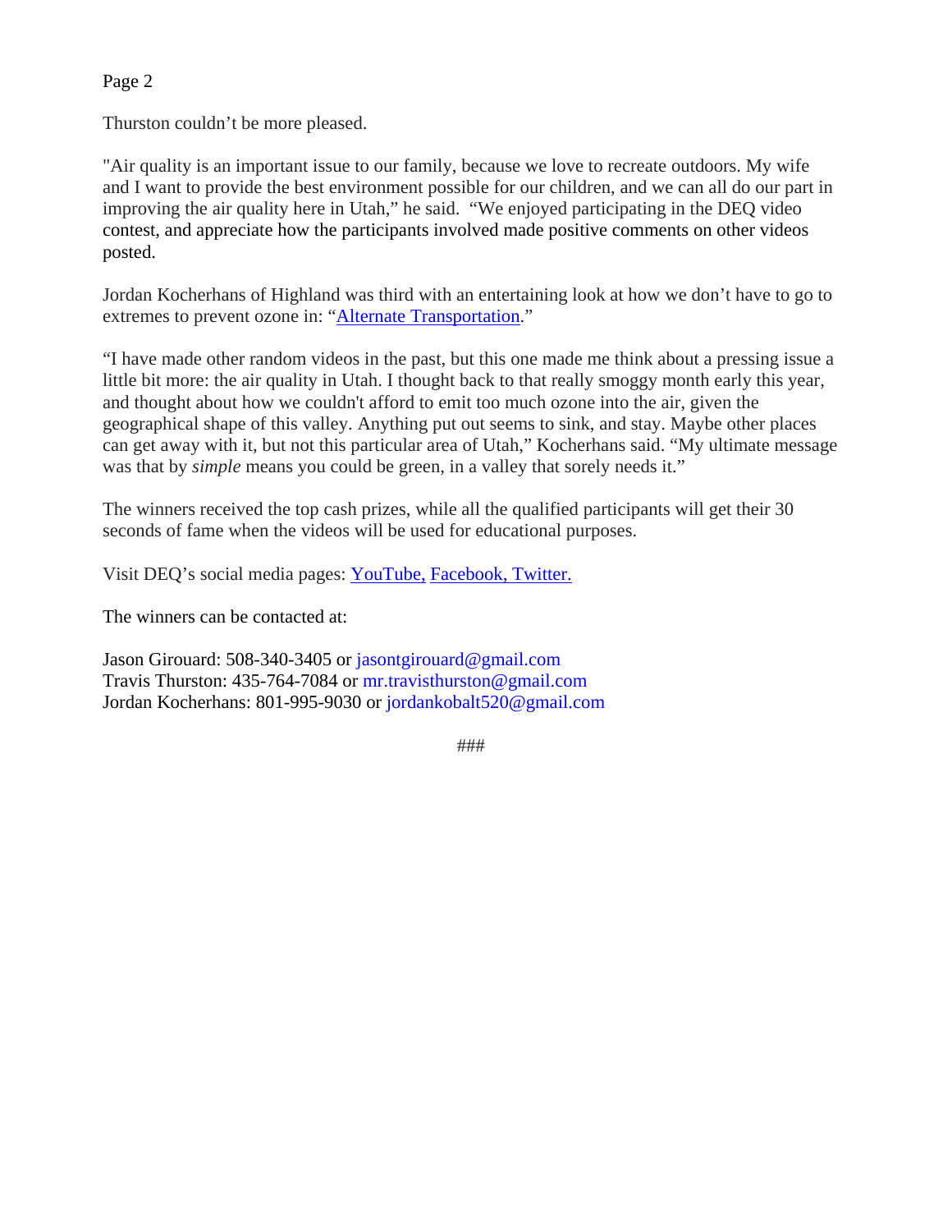Thurston couldn't be more pleased.

"Air quality is an important issue to our family, because we love to recreate outdoors. My wife and I want to provide the best environment possible for our children, and we can all do our part in improving the air quality here in Utah," he said. "We enjoyed participating in the DEQ video contest, and appreciate how the participants involved made positive comments on other videos posted.

Jordan Kocherhans of Highland was third with an entertaining look at how we don't have to go to extremes to prevent ozone in: "Alternate Transportation."

"I have made other random videos in the past, but this one made me think about a pressing issue a little bit more: the air quality in Utah. I thought back to that really smoggy month early this year, and thought about how we couldn't afford to emit too much ozone into the air, given the geographical shape of this valley. Anything put out seems to sink, and stay. Maybe other places can get away with it, but not this particular area of Utah," Kocherhans said. "My ultimate message was that by *simple* means you could be green, in a valley that sorely needs it."

The winners received the top cash prizes, while all the qualified participants will get their 30 seconds of fame when the videos will be used for educational purposes.

Visit DEQ's social media pages: YouTube, Facebook, Twitter.

The winners can be contacted at:

Jason Girouard: 508-340-3405 or jasontgirouard@gmail.com
Travis Thurston: 435-764-7084 or mr.travisthurston@gmail.com
Jordan Kocherhans: 801-995-9030 or jordankobalt520@gmail.com

###